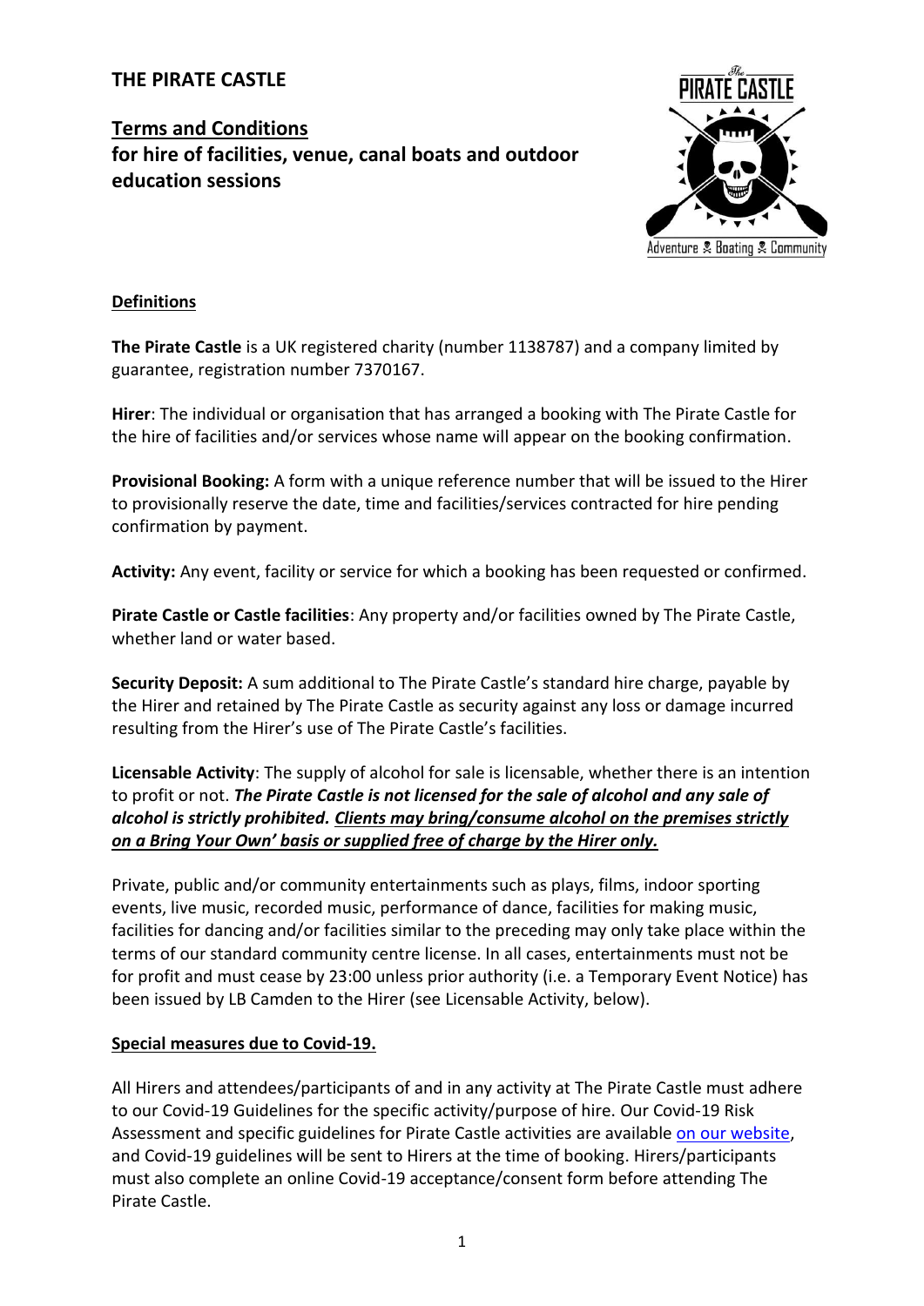# THE PIRATE CASTLE

## <u>Terms and Conditions</u>
## for hire of facilities, venue, canal boats and outdoor education sessions

### <u>Definitions</u>

**The Pirate Castle** is a UK registered charity (number 1138787) and a company limited by guarantee, registration number 7370167.

**Hirer**: The individual or organisation that has arranged a booking with The Pirate Castle for the hire of facilities and/or services whose name will appear on the booking confirmation.

**Provisional Booking:** A form with a unique reference number that will be issued to the Hirer to provisionally reserve the date, time and facilities/services contracted for hire pending confirmation by payment.

**Activity:** Any event, facility or service for which a booking has been requested or confirmed.

**Pirate Castle or Castle facilities**: Any property and/or facilities owned by The Pirate Castle, whether land or water based.

**Security Deposit:** A sum additional to The Pirate Castle's standard hire charge, payable by the Hirer and retained by The Pirate Castle as security against any loss or damage incurred resulting from the Hirer's use of The Pirate Castle's facilities.

**Licensable Activity**: The supply of alcohol for sale is licensable, whether there is an intention to profit or not. ***The Pirate Castle is not licensed for the sale of alcohol and any sale of alcohol is strictly prohibited. <u>Clients may bring/consume alcohol on the premises strictly on a Bring Your Own' basis or supplied free of charge by the Hirer only.</u>***

Private, public and/or community entertainments such as plays, films, indoor sporting events, live music, recorded music, performance of dance, facilities for making music, facilities for dancing and/or facilities similar to the preceding may only take place within the terms of our standard community centre license. In all cases, entertainments must not be for profit and must cease by 23:00 unless prior authority (i.e. a Temporary Event Notice) has been issued by LB Camden to the Hirer (see Licensable Activity, below).

### <u>Special measures due to Covid-19.</u>

All Hirers and attendees/participants of and in any activity at The Pirate Castle must adhere to our Covid-19 Guidelines for the specific activity/purpose of hire. Our Covid-19 Risk Assessment and specific guidelines for Pirate Castle activities are available on our website, and Covid-19 guidelines will be sent to Hirers at the time of booking. Hirers/participants must also complete an online Covid-19 acceptance/consent form before attending The Pirate Castle.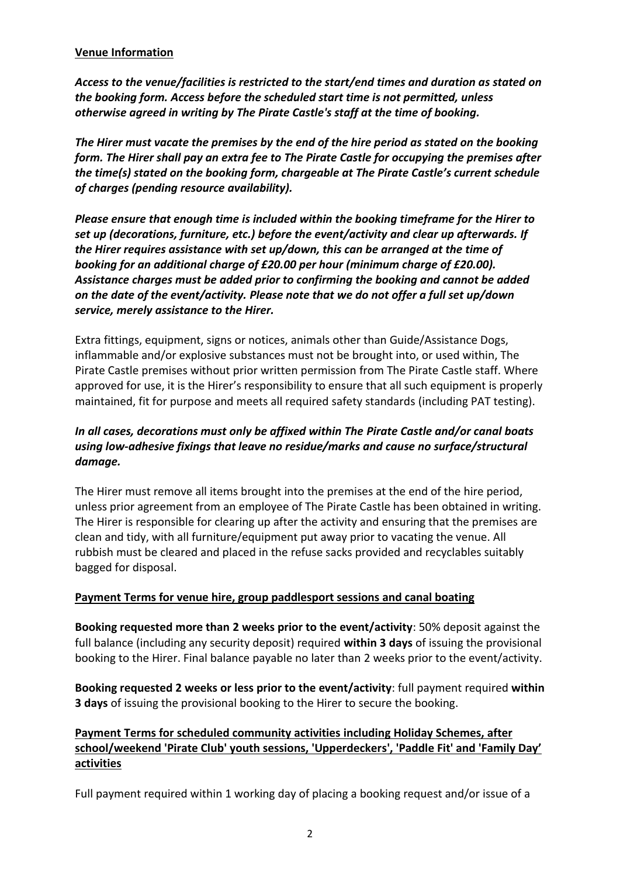**Venue Information**

***Access to the venue/facilities is restricted to the start/end times and duration as stated on the booking form. Access before the scheduled start time is not permitted, unless otherwise agreed in writing by The Pirate Castle's staff at the time of booking.***

***The Hirer must vacate the premises by the end of the hire period as stated on the booking form. The Hirer shall pay an extra fee to The Pirate Castle for occupying the premises after the time(s) stated on the booking form, chargeable at The Pirate Castle's current schedule of charges (pending resource availability).***

***Please ensure that enough time is included within the booking timeframe for the Hirer to set up (decorations, furniture, etc.) before the event/activity and clear up afterwards. If the Hirer requires assistance with set up/down, this can be arranged at the time of booking for an additional charge of £20.00 per hour (minimum charge of £20.00). Assistance charges must be added prior to confirming the booking and cannot be added on the date of the event/activity. Please note that we do not offer a full set up/down service, merely assistance to the Hirer.***

Extra fittings, equipment, signs or notices, animals other than Guide/Assistance Dogs, inflammable and/or explosive substances must not be brought into, or used within, The Pirate Castle premises without prior written permission from The Pirate Castle staff. Where approved for use, it is the Hirer's responsibility to ensure that all such equipment is properly maintained, fit for purpose and meets all required safety standards (including PAT testing).

***In all cases, decorations must only be affixed within The Pirate Castle and/or canal boats using low-adhesive fixings that leave no residue/marks and cause no surface/structural damage.***

The Hirer must remove all items brought into the premises at the end of the hire period, unless prior agreement from an employee of The Pirate Castle has been obtained in writing. The Hirer is responsible for clearing up after the activity and ensuring that the premises are clean and tidy, with all furniture/equipment put away prior to vacating the venue. All rubbish must be cleared and placed in the refuse sacks provided and recyclables suitably bagged for disposal.

**Payment Terms for venue hire, group paddlesport sessions and canal boating**

**Booking requested more than 2 weeks prior to the event/activity**: 50% deposit against the full balance (including any security deposit) required **within 3 days** of issuing the provisional booking to the Hirer. Final balance payable no later than 2 weeks prior to the event/activity.

**Booking requested 2 weeks or less prior to the event/activity**: full payment required **within 3 days** of issuing the provisional booking to the Hirer to secure the booking.

**Payment Terms for scheduled community activities including Holiday Schemes, after school/weekend 'Pirate Club' youth sessions, 'Upperdeckers', 'Paddle Fit' and 'Family Day' activities**

Full payment required within 1 working day of placing a booking request and/or issue of a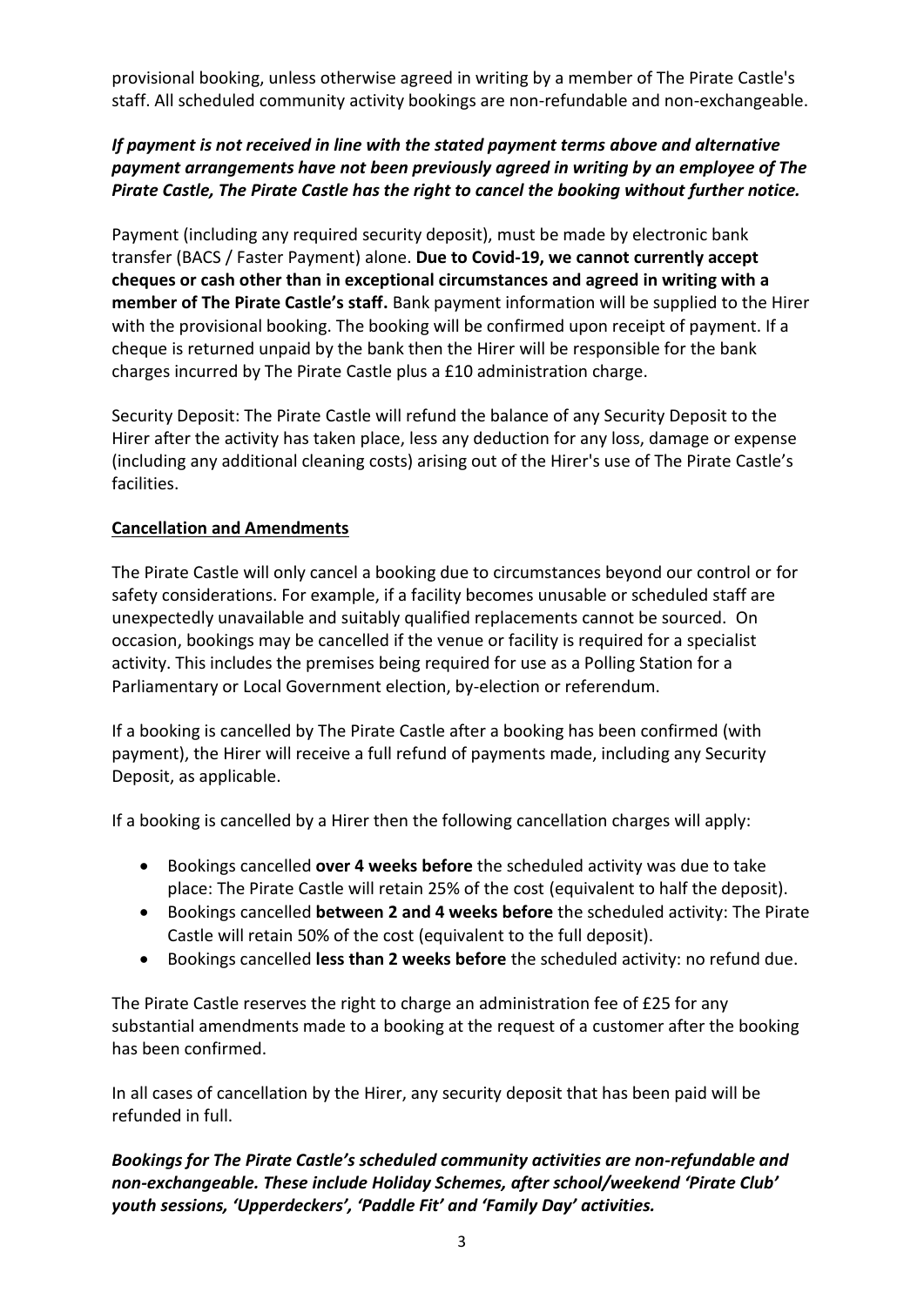provisional booking, unless otherwise agreed in writing by a member of The Pirate Castle's staff. All scheduled community activity bookings are non-refundable and non-exchangeable.

***If payment is not received in line with the stated payment terms above and alternative payment arrangements have not been previously agreed in writing by an employee of The Pirate Castle, The Pirate Castle has the right to cancel the booking without further notice.***

Payment (including any required security deposit), must be made by electronic bank transfer (BACS / Faster Payment) alone. **Due to Covid-19, we cannot currently accept cheques or cash other than in exceptional circumstances and agreed in writing with a member of The Pirate Castle's staff.** Bank payment information will be supplied to the Hirer with the provisional booking. The booking will be confirmed upon receipt of payment. If a cheque is returned unpaid by the bank then the Hirer will be responsible for the bank charges incurred by The Pirate Castle plus a £10 administration charge.

Security Deposit: The Pirate Castle will refund the balance of any Security Deposit to the Hirer after the activity has taken place, less any deduction for any loss, damage or expense (including any additional cleaning costs) arising out of the Hirer's use of The Pirate Castle's facilities.

**Cancellation and Amendments**

The Pirate Castle will only cancel a booking due to circumstances beyond our control or for safety considerations. For example, if a facility becomes unusable or scheduled staff are unexpectedly unavailable and suitably qualified replacements cannot be sourced. On occasion, bookings may be cancelled if the venue or facility is required for a specialist activity. This includes the premises being required for use as a Polling Station for a Parliamentary or Local Government election, by-election or referendum.

If a booking is cancelled by The Pirate Castle after a booking has been confirmed (with payment), the Hirer will receive a full refund of payments made, including any Security Deposit, as applicable.

If a booking is cancelled by a Hirer then the following cancellation charges will apply:

- Bookings cancelled **over 4 weeks before** the scheduled activity was due to take place: The Pirate Castle will retain 25% of the cost (equivalent to half the deposit).
- Bookings cancelled **between 2 and 4 weeks before** the scheduled activity: The Pirate Castle will retain 50% of the cost (equivalent to the full deposit).
- Bookings cancelled **less than 2 weeks before** the scheduled activity: no refund due.

The Pirate Castle reserves the right to charge an administration fee of £25 for any substantial amendments made to a booking at the request of a customer after the booking has been confirmed.

In all cases of cancellation by the Hirer, any security deposit that has been paid will be refunded in full.

***Bookings for The Pirate Castle's scheduled community activities are non-refundable and non-exchangeable. These include Holiday Schemes, after school/weekend 'Pirate Club' youth sessions, 'Upperdeckers', 'Paddle Fit' and 'Family Day' activities.***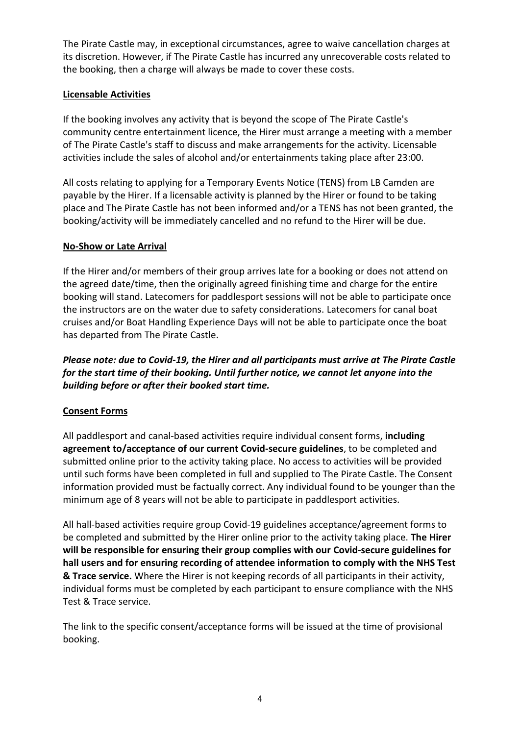The Pirate Castle may, in exceptional circumstances, agree to waive cancellation charges at its discretion. However, if The Pirate Castle has incurred any unrecoverable costs related to the booking, then a charge will always be made to cover these costs.

## Licensable Activities

If the booking involves any activity that is beyond the scope of The Pirate Castle's community centre entertainment licence, the Hirer must arrange a meeting with a member of The Pirate Castle's staff to discuss and make arrangements for the activity. Licensable activities include the sales of alcohol and/or entertainments taking place after 23:00.

All costs relating to applying for a Temporary Events Notice (TENS) from LB Camden are payable by the Hirer. If a licensable activity is planned by the Hirer or found to be taking place and The Pirate Castle has not been informed and/or a TENS has not been granted, the booking/activity will be immediately cancelled and no refund to the Hirer will be due.

## No-Show or Late Arrival

If the Hirer and/or members of their group arrives late for a booking or does not attend on the agreed date/time, then the originally agreed finishing time and charge for the entire booking will stand. Latecomers for paddlesport sessions will not be able to participate once the instructors are on the water due to safety considerations. Latecomers for canal boat cruises and/or Boat Handling Experience Days will not be able to participate once the boat has departed from The Pirate Castle.

***Please note: due to Covid-19, the Hirer and all participants must arrive at The Pirate Castle for the start time of their booking. Until further notice, we cannot let anyone into the building before or after their booked start time.***

## Consent Forms

All paddlesport and canal-based activities require individual consent forms, **including agreement to/acceptance of our current Covid-secure guidelines**, to be completed and submitted online prior to the activity taking place. No access to activities will be provided until such forms have been completed in full and supplied to The Pirate Castle. The Consent information provided must be factually correct. Any individual found to be younger than the minimum age of 8 years will not be able to participate in paddlesport activities.

All hall-based activities require group Covid-19 guidelines acceptance/agreement forms to be completed and submitted by the Hirer online prior to the activity taking place. **The Hirer will be responsible for ensuring their group complies with our Covid-secure guidelines for hall users and for ensuring recording of attendee information to comply with the NHS Test & Trace service.** Where the Hirer is not keeping records of all participants in their activity, individual forms must be completed by each participant to ensure compliance with the NHS Test & Trace service.

The link to the specific consent/acceptance forms will be issued at the time of provisional booking.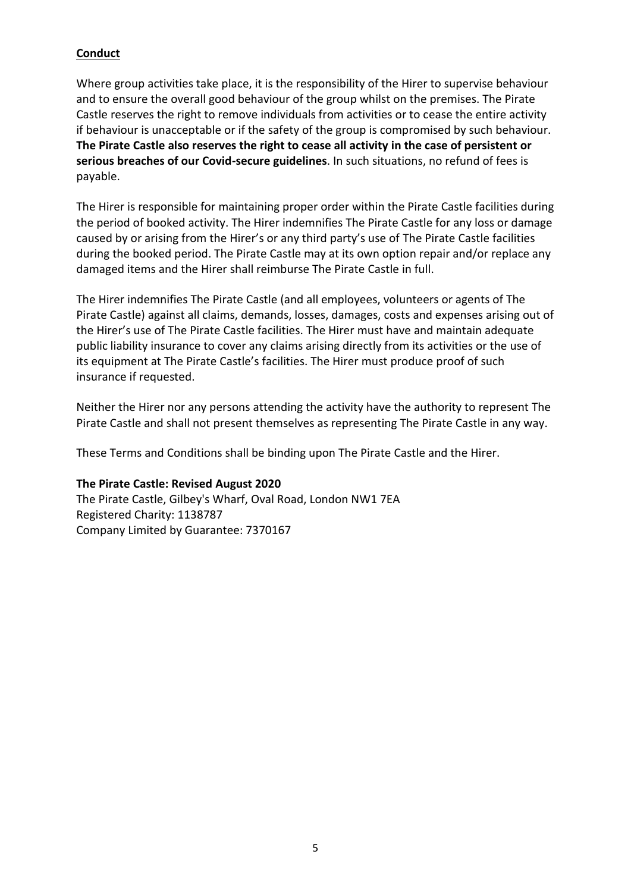## Conduct

Where group activities take place, it is the responsibility of the Hirer to supervise behaviour and to ensure the overall good behaviour of the group whilst on the premises. The Pirate Castle reserves the right to remove individuals from activities or to cease the entire activity if behaviour is unacceptable or if the safety of the group is compromised by such behaviour. **The Pirate Castle also reserves the right to cease all activity in the case of persistent or serious breaches of our Covid-secure guidelines**. In such situations, no refund of fees is payable.

The Hirer is responsible for maintaining proper order within the Pirate Castle facilities during the period of booked activity. The Hirer indemnifies The Pirate Castle for any loss or damage caused by or arising from the Hirer's or any third party's use of The Pirate Castle facilities during the booked period. The Pirate Castle may at its own option repair and/or replace any damaged items and the Hirer shall reimburse The Pirate Castle in full.

The Hirer indemnifies The Pirate Castle (and all employees, volunteers or agents of The Pirate Castle) against all claims, demands, losses, damages, costs and expenses arising out of the Hirer's use of The Pirate Castle facilities. The Hirer must have and maintain adequate public liability insurance to cover any claims arising directly from its activities or the use of its equipment at The Pirate Castle's facilities. The Hirer must produce proof of such insurance if requested.

Neither the Hirer nor any persons attending the activity have the authority to represent The Pirate Castle and shall not present themselves as representing The Pirate Castle in any way.

These Terms and Conditions shall be binding upon The Pirate Castle and the Hirer.

**The Pirate Castle: Revised August 2020**
The Pirate Castle, Gilbey's Wharf, Oval Road, London NW1 7EA
Registered Charity: 1138787
Company Limited by Guarantee: 7370167